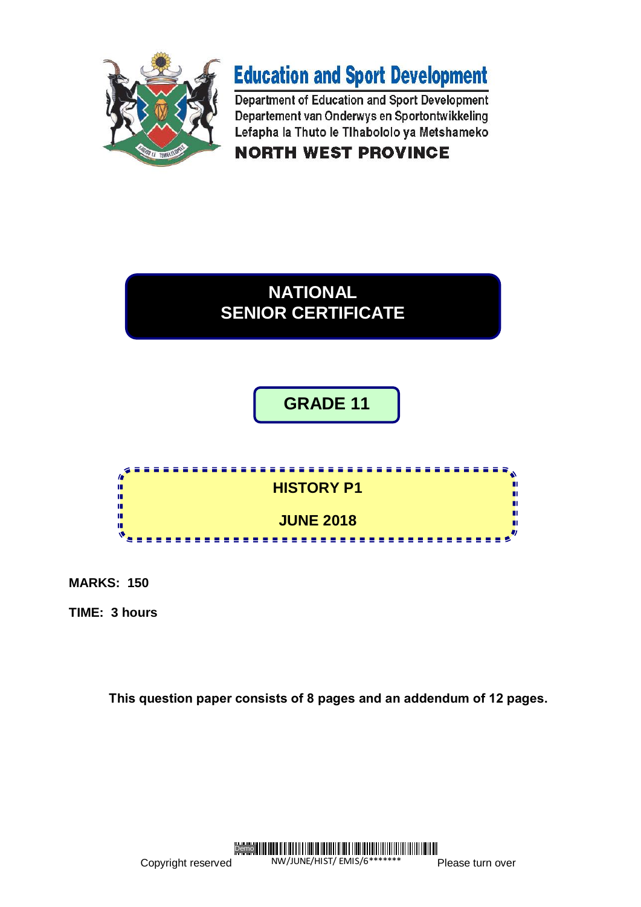# Education and Sport Development

Department of Education and Sport Development
Departement van Onderwys en Sportontwikkeling
Lefapha la Thuto le Tlhabololo ya Metshameko

**NORTH WEST PROVINCE**

## NATIONAL SENIOR CERTIFICATE

## GRADE 11

## HISTORY P1

## JUNE 2018

**MARKS: 150**

**TIME: 3 hours**

**This question paper consists of 8 pages and an addendum of 12 pages.**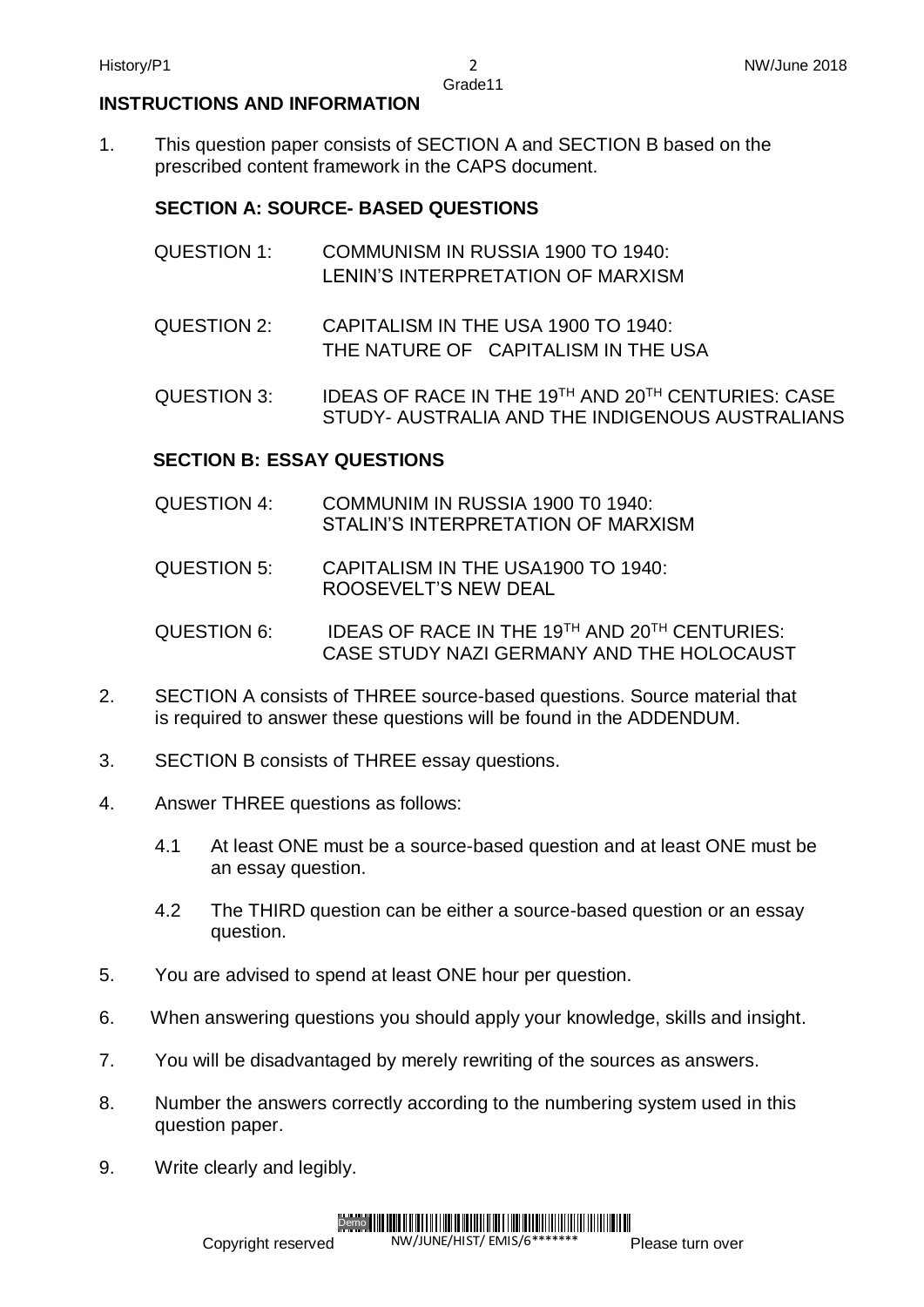## INSTRUCTIONS AND INFORMATION

1. This question paper consists of SECTION A and SECTION B based on the prescribed content framework in the CAPS document.

   **SECTION A: SOURCE- BASED QUESTIONS**

   QUESTION 1: COMMUNISM IN RUSSIA 1900 TO 1940: LENIN'S INTERPRETATION OF MARXISM

   QUESTION 2: CAPITALISM IN THE USA 1900 TO 1940: THE NATURE OF CAPITALISM IN THE USA

   QUESTION 3: IDEAS OF RACE IN THE 19TH AND 20TH CENTURIES: CASE STUDY- AUSTRALIA AND THE INDIGENOUS AUSTRALIANS

   **SECTION B: ESSAY QUESTIONS**

   QUESTION 4: COMMUNIM IN RUSSIA 1900 T0 1940: STALIN'S INTERPRETATION OF MARXISM

   QUESTION 5: CAPITALISM IN THE USA1900 TO 1940: ROOSEVELT'S NEW DEAL

   QUESTION 6: IDEAS OF RACE IN THE 19TH AND 20TH CENTURIES: CASE STUDY NAZI GERMANY AND THE HOLOCAUST

2. SECTION A consists of THREE source-based questions. Source material that is required to answer these questions will be found in the ADDENDUM.

3. SECTION B consists of THREE essay questions.

4. Answer THREE questions as follows:

   4.1 At least ONE must be a source-based question and at least ONE must be an essay question.

   4.2 The THIRD question can be either a source-based question or an essay question.

5. You are advised to spend at least ONE hour per question.

6. When answering questions you should apply your knowledge, skills and insight.

7. You will be disadvantaged by merely rewriting of the sources as answers.

8. Number the answers correctly according to the numbering system used in this question paper.

9. Write clearly and legibly.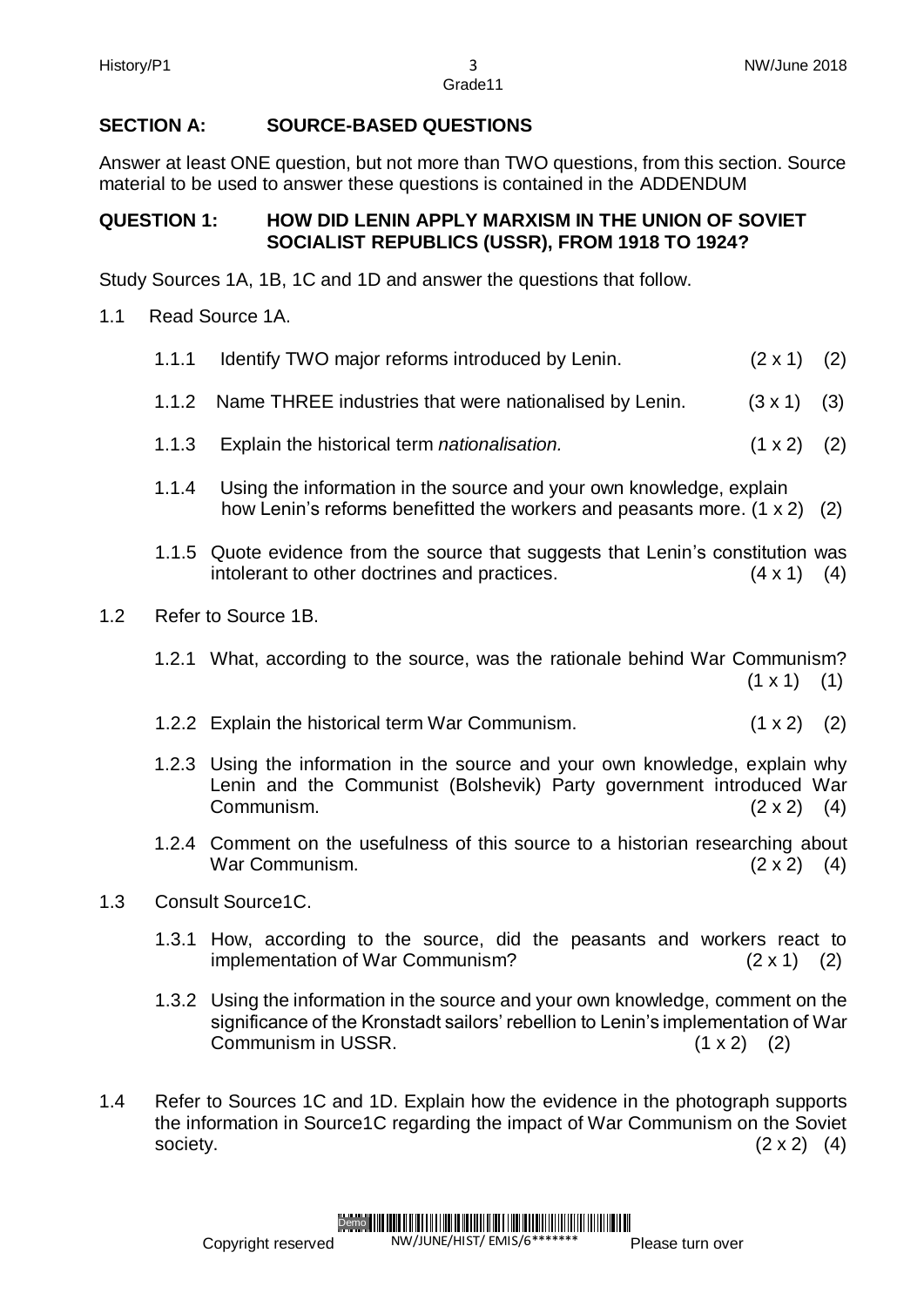## SECTION A: SOURCE-BASED QUESTIONS

Answer at least ONE question, but not more than TWO questions, from this section. Source material to be used to answer these questions is contained in the ADDENDUM

### QUESTION 1: HOW DID LENIN APPLY MARXISM IN THE UNION OF SOVIET SOCIALIST REPUBLICS (USSR), FROM 1918 TO 1924?

Study Sources 1A, 1B, 1C and 1D and answer the questions that follow.

1.1 Read Source 1A.

1.1.1 Identify TWO major reforms introduced by Lenin. (2 x 1) (2)

1.1.2 Name THREE industries that were nationalised by Lenin. (3 x 1) (3)

1.1.3 Explain the historical term *nationalisation.* (1 x 2) (2)

1.1.4 Using the information in the source and your own knowledge, explain how Lenin's reforms benefitted the workers and peasants more. (1 x 2) (2)

1.1.5 Quote evidence from the source that suggests that Lenin's constitution was intolerant to other doctrines and practices. (4 x 1) (4)

1.2 Refer to Source 1B.

1.2.1 What, according to the source, was the rationale behind War Communism? (1 x 1) (1)

1.2.2 Explain the historical term War Communism. (1 x 2) (2)

1.2.3 Using the information in the source and your own knowledge, explain why Lenin and the Communist (Bolshevik) Party government introduced War Communism. (2 x 2) (4)

1.2.4 Comment on the usefulness of this source to a historian researching about War Communism. (2 x 2) (4)

1.3 Consult Source1C.

1.3.1 How, according to the source, did the peasants and workers react to implementation of War Communism? (2 x 1) (2)

1.3.2 Using the information in the source and your own knowledge, comment on the significance of the Kronstadt sailors' rebellion to Lenin's implementation of War Communism in USSR. (1 x 2) (2)

1.4 Refer to Sources 1C and 1D. Explain how the evidence in the photograph supports the information in Source1C regarding the impact of War Communism on the Soviet society. (2 x 2) (4)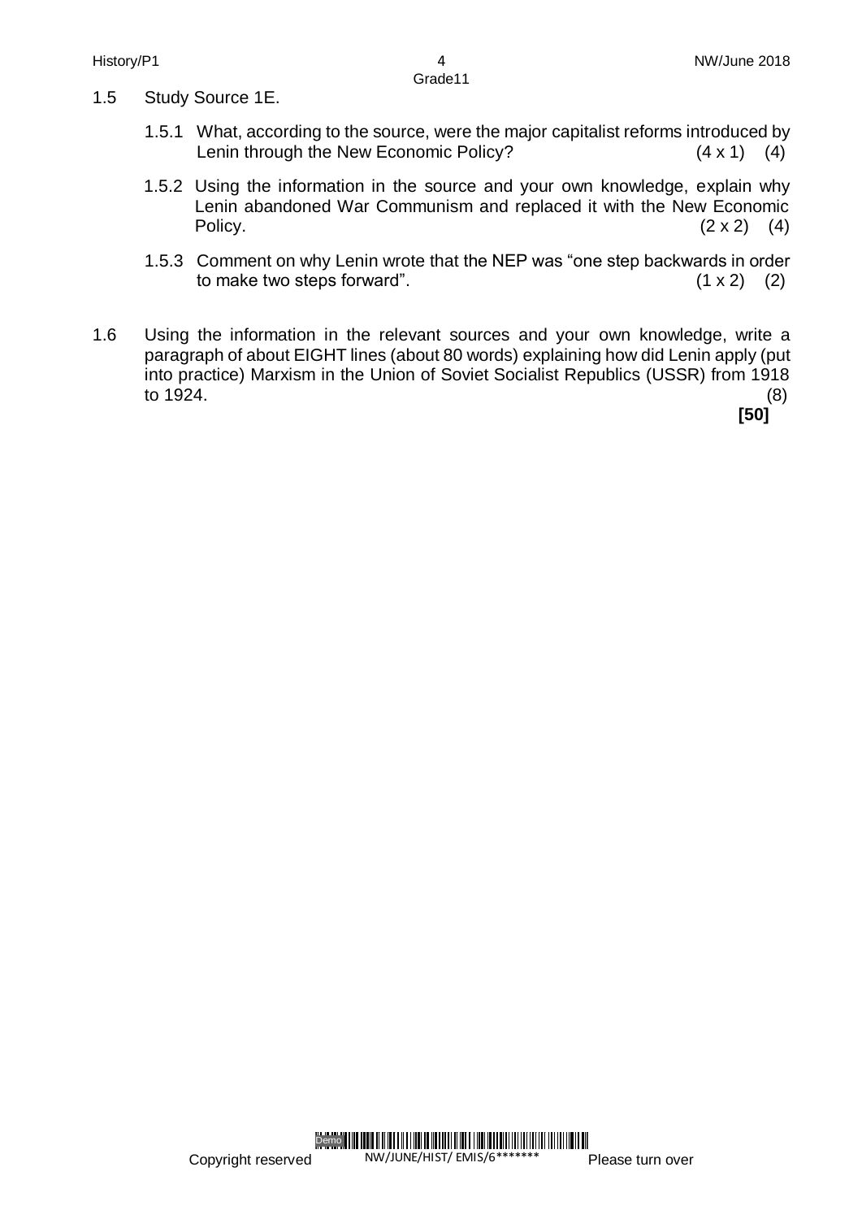1.5 Study Source 1E.

1.5.1 What, according to the source, were the major capitalist reforms introduced by Lenin through the New Economic Policy? (4 x 1) (4)

1.5.2 Using the information in the source and your own knowledge, explain why Lenin abandoned War Communism and replaced it with the New Economic Policy. (2 x 2) (4)

1.5.3 Comment on why Lenin wrote that the NEP was "one step backwards in order to make two steps forward". (1 x 2) (2)

1.6 Using the information in the relevant sources and your own knowledge, write a paragraph of about EIGHT lines (about 80 words) explaining how did Lenin apply (put into practice) Marxism in the Union of Soviet Socialist Republics (USSR) from 1918 to 1924. (8)

**[50]**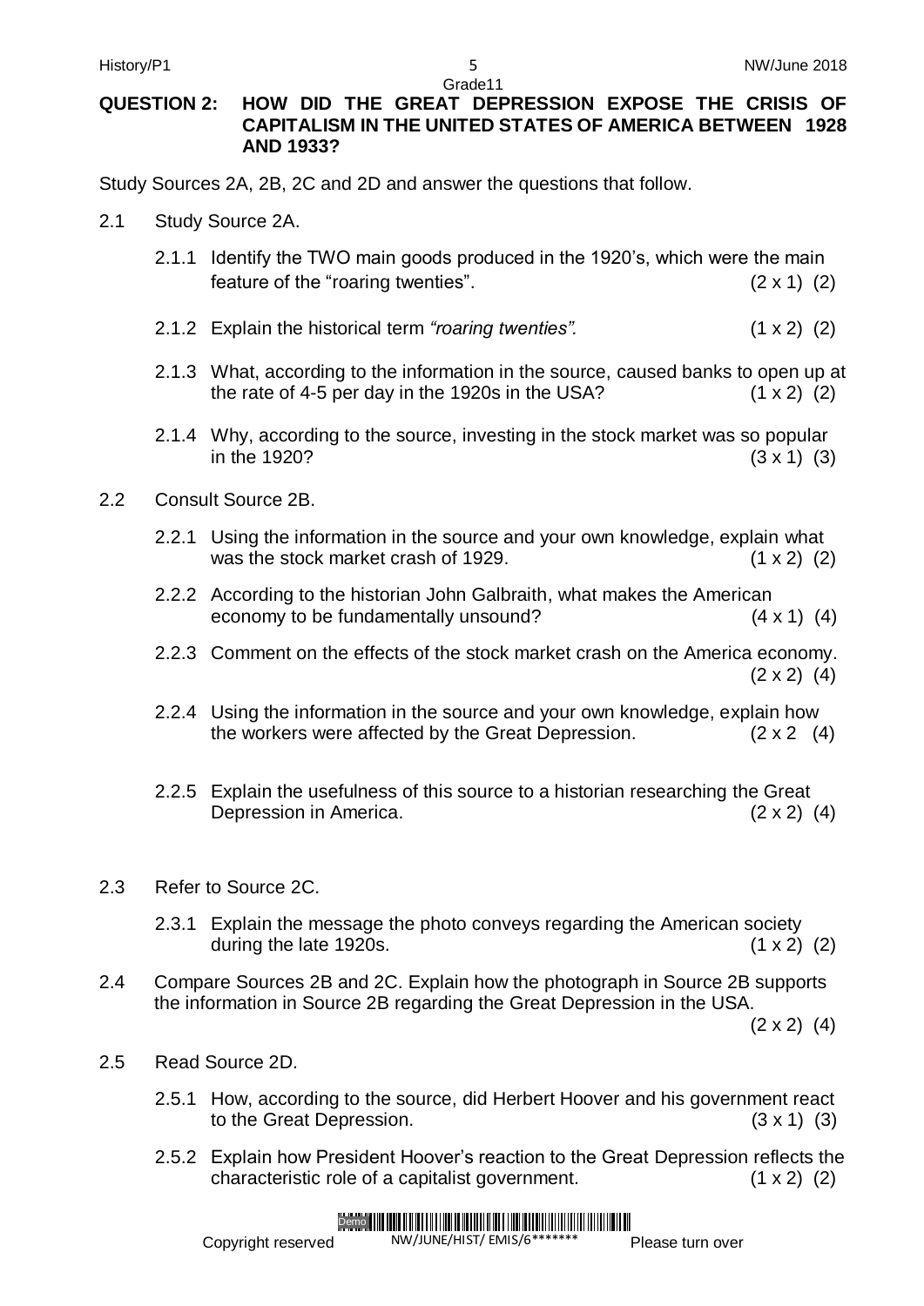**QUESTION 2: HOW DID THE GREAT DEPRESSION EXPOSE THE CRISIS OF CAPITALISM IN THE UNITED STATES OF AMERICA BETWEEN 1928 AND 1933?**

Study Sources 2A, 2B, 2C and 2D and answer the questions that follow.

2.1 Study Source 2A.

2.1.1 Identify the TWO main goods produced in the 1920's, which were the main feature of the "roaring twenties". (2 x 1) (2)

2.1.2 Explain the historical term *"roaring twenties".* (1 x 2) (2)

2.1.3 What, according to the information in the source, caused banks to open up at the rate of 4-5 per day in the 1920s in the USA? (1 x 2) (2)

2.1.4 Why, according to the source, investing in the stock market was so popular in the 1920? (3 x 1) (3)

2.2 Consult Source 2B.

2.2.1 Using the information in the source and your own knowledge, explain what was the stock market crash of 1929. (1 x 2) (2)

2.2.2 According to the historian John Galbraith, what makes the American economy to be fundamentally unsound? (4 x 1) (4)

2.2.3 Comment on the effects of the stock market crash on the America economy. (2 x 2) (4)

2.2.4 Using the information in the source and your own knowledge, explain how the workers were affected by the Great Depression. (2 x 2 (4)

2.2.5 Explain the usefulness of this source to a historian researching the Great Depression in America. (2 x 2) (4)

2.3 Refer to Source 2C.

2.3.1 Explain the message the photo conveys regarding the American society during the late 1920s. (1 x 2) (2)

2.4 Compare Sources 2B and 2C. Explain how the photograph in Source 2B supports the information in Source 2B regarding the Great Depression in the USA. (2 x 2) (4)

2.5 Read Source 2D.

2.5.1 How, according to the source, did Herbert Hoover and his government react to the Great Depression. (3 x 1) (3)

2.5.2 Explain how President Hoover's reaction to the Great Depression reflects the characteristic role of a capitalist government. (1 x 2) (2)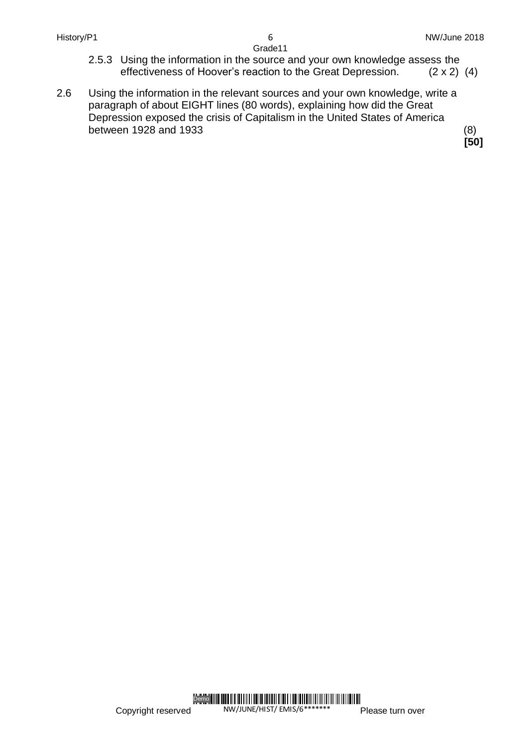2.5.3 Using the information in the source and your own knowledge assess the effectiveness of Hoover's reaction to the Great Depression. (2 x 2) (4)

2.6 Using the information in the relevant sources and your own knowledge, write a paragraph of about EIGHT lines (80 words), explaining how did the Great Depression exposed the crisis of Capitalism in the United States of America between 1928 and 1933 (8)

**[50]**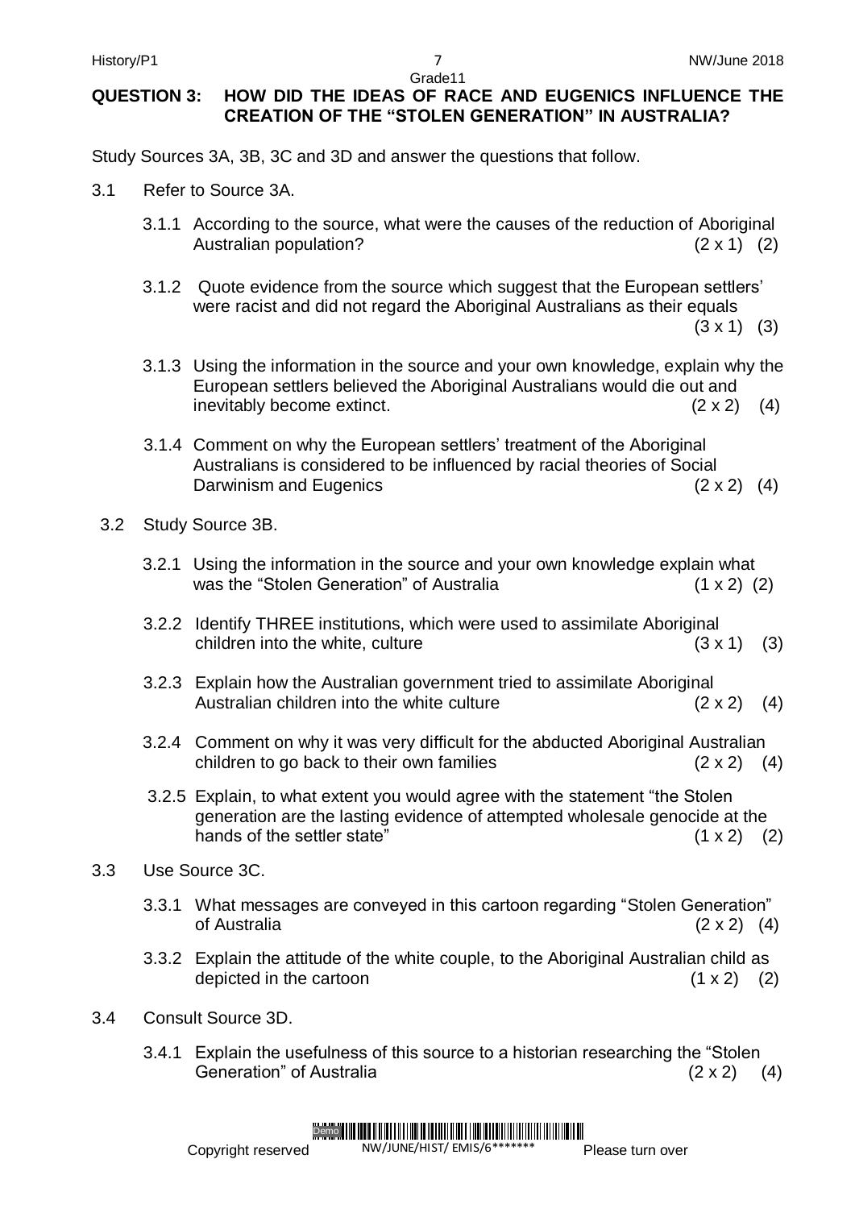**QUESTION 3: HOW DID THE IDEAS OF RACE AND EUGENICS INFLUENCE THE CREATION OF THE "STOLEN GENERATION" IN AUSTRALIA?**

Study Sources 3A, 3B, 3C and 3D and answer the questions that follow.

3.1 Refer to Source 3A.

3.1.1 According to the source, what were the causes of the reduction of Aboriginal Australian population? (2 x 1) (2)

3.1.2 Quote evidence from the source which suggest that the European settlers' were racist and did not regard the Aboriginal Australians as their equals (3 x 1) (3)

3.1.3 Using the information in the source and your own knowledge, explain why the European settlers believed the Aboriginal Australians would die out and inevitably become extinct. (2 x 2) (4)

3.1.4 Comment on why the European settlers' treatment of the Aboriginal Australians is considered to be influenced by racial theories of Social Darwinism and Eugenics (2 x 2) (4)

3.2 Study Source 3B.

3.2.1 Using the information in the source and your own knowledge explain what was the "Stolen Generation" of Australia (1 x 2) (2)

3.2.2 Identify THREE institutions, which were used to assimilate Aboriginal children into the white, culture (3 x 1) (3)

3.2.3 Explain how the Australian government tried to assimilate Aboriginal Australian children into the white culture (2 x 2) (4)

3.2.4 Comment on why it was very difficult for the abducted Aboriginal Australian children to go back to their own families (2 x 2) (4)

3.2.5 Explain, to what extent you would agree with the statement "the Stolen generation are the lasting evidence of attempted wholesale genocide at the hands of the settler state" (1 x 2) (2)

3.3 Use Source 3C.

3.3.1 What messages are conveyed in this cartoon regarding "Stolen Generation" of Australia (2 x 2) (4)

3.3.2 Explain the attitude of the white couple, to the Aboriginal Australian child as depicted in the cartoon (1 x 2) (2)

3.4 Consult Source 3D.

3.4.1 Explain the usefulness of this source to a historian researching the "Stolen Generation" of Australia (2 x 2) (4)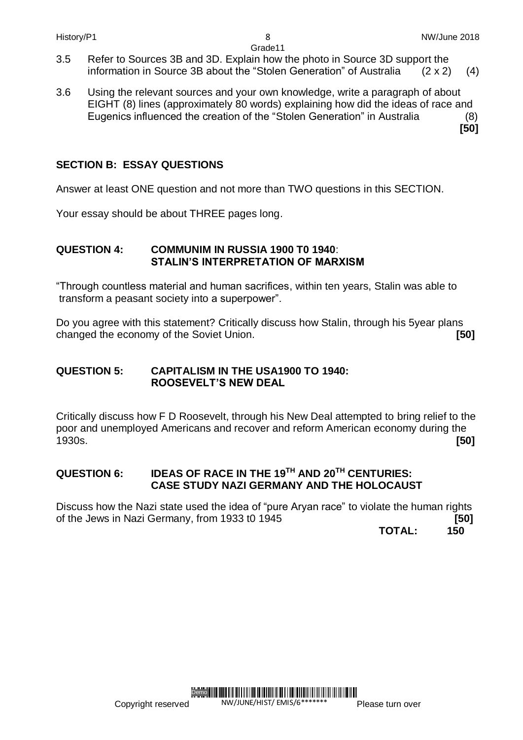3.5 Refer to Sources 3B and 3D. Explain how the photo in Source 3D support the information in Source 3B about the "Stolen Generation" of Australia (2 x 2) (4)

3.6 Using the relevant sources and your own knowledge, write a paragraph of about EIGHT (8) lines (approximately 80 words) explaining how did the ideas of race and Eugenics influenced the creation of the "Stolen Generation" in Australia (8)

**[50]**

## SECTION B: ESSAY QUESTIONS

Answer at least ONE question and not more than TWO questions in this SECTION.

Your essay should be about THREE pages long.

### QUESTION 4: COMMUNIM IN RUSSIA 1900 T0 1940: STALIN'S INTERPRETATION OF MARXISM

"Through countless material and human sacrifices, within ten years, Stalin was able to transform a peasant society into a superpower".

Do you agree with this statement? Critically discuss how Stalin, through his 5year plans changed the economy of the Soviet Union. **[50]**

### QUESTION 5: CAPITALISM IN THE USA1900 TO 1940: ROOSEVELT'S NEW DEAL

Critically discuss how F D Roosevelt, through his New Deal attempted to bring relief to the poor and unemployed Americans and recover and reform American economy during the 1930s. **[50]**

### QUESTION 6: IDEAS OF RACE IN THE 19TH AND 20TH CENTURIES: CASE STUDY NAZI GERMANY AND THE HOLOCAUST

Discuss how the Nazi state used the idea of "pure Aryan race" to violate the human rights of the Jews in Nazi Germany, from 1933 t0 1945 **[50]**

**TOTAL: 150**